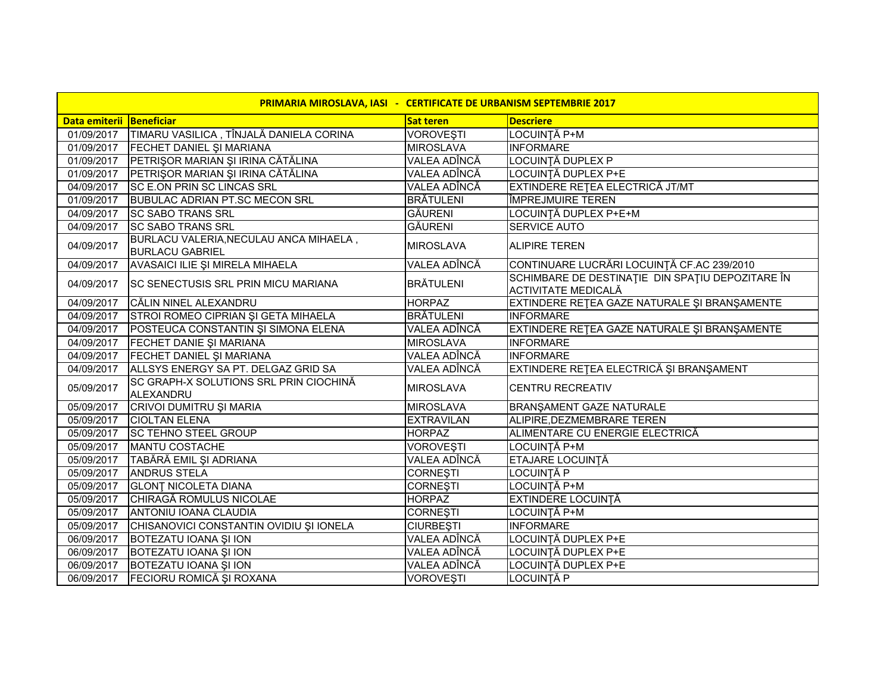| PRIMARIA MIROSLAVA, IASI - CERTIFICATE DE URBANISM SEPTEMBRIE 2017 | | | |
|---|---|---|---|
| **Data emiterii** | **Beneficiar** | **Sat teren** | **Descriere** |
| 01/09/2017 | TIMARU VASILICA , TÎNJALĂ DANIELA CORINA | VOROVEŞTI | LOCUINŢĂ P+M |
| 01/09/2017 | FECHET DANIEL ŞI MARIANA | MIROSLAVA | INFORMARE |
| 01/09/2017 | PETRIŞOR MARIAN ŞI IRINA CĂTĂLINA | VALEA ADÎNCĂ | LOCUINŢĂ DUPLEX P |
| 01/09/2017 | PETRIŞOR MARIAN ŞI IRINA CĂTĂLINA | VALEA ADÎNCĂ | LOCUINŢĂ DUPLEX P+E |
| 04/09/2017 | SC E.ON PRIN SC LINCAS SRL | VALEA ADÎNCĂ | EXTINDERE REŢEA ELECTRICĂ JT/MT |
| 01/09/2017 | BUBULAC ADRIAN PT.SC MECON SRL | BRĂTULENI | ÎMPREJMUIRE TEREN |
| 04/09/2017 | SC SABO TRANS SRL | GĂURENI | LOCUINŢĂ DUPLEX P+E+M |
| 04/09/2017 | SC SABO TRANS SRL | GĂURENI | SERVICE AUTO |
| 04/09/2017 | BURLACU VALERIA,NECULAU ANCA MIHAELA , BURLACU GABRIEL | MIROSLAVA | ALIPIRE TEREN |
| 04/09/2017 | AVASAICI ILIE ŞI MIRELA MIHAELA | VALEA ADÎNCĂ | CONTINUARE LUCRĂRI LOCUINŢĂ CF.AC 239/2010 |
| 04/09/2017 | SC SENECTUSIS SRL PRIN MICU MARIANA | BRĂTULENI | SCHIMBARE DE DESTINAŢIE DIN SPAŢIU DEPOZITARE ÎN ACTIVITATE MEDICALĂ |
| 04/09/2017 | CĂLIN NINEL ALEXANDRU | HORPAZ | EXTINDERE REŢEA GAZE NATURALE ŞI BRANŞAMENTE |
| 04/09/2017 | STROI ROMEO CIPRIAN ŞI GETA MIHAELA | BRĂTULENI | INFORMARE |
| 04/09/2017 | POSTEUCA CONSTANTIN ŞI SIMONA ELENA | VALEA ADÎNCĂ | EXTINDERE REŢEA GAZE NATURALE ŞI BRANŞAMENTE |
| 04/09/2017 | FECHET DANIE ŞI MARIANA | MIROSLAVA | INFORMARE |
| 04/09/2017 | FECHET DANIEL ŞI MARIANA | VALEA ADÎNCĂ | INFORMARE |
| 04/09/2017 | ALLSYS ENERGY SA PT. DELGAZ GRID SA | VALEA ADÎNCĂ | EXTINDERE REŢEA ELECTRICĂ ŞI BRANŞAMENT |
| 05/09/2017 | SC GRAPH-X SOLUTIONS SRL PRIN CIOCHINĂ ALEXANDRU | MIROSLAVA | CENTRU RECREATIV |
| 05/09/2017 | CRIVOI DUMITRU ŞI MARIA | MIROSLAVA | BRANŞAMENT GAZE NATURALE |
| 05/09/2017 | CIOLTAN ELENA | EXTRAVILAN | ALIPIRE,DEZMEMBRARE TEREN |
| 05/09/2017 | SC TEHNO STEEL GROUP | HORPAZ | ALIMENTARE CU ENERGIE ELECTRICĂ |
| 05/09/2017 | MANTU COSTACHE | VOROVEŞTI | LOCUINŢĂ P+M |
| 05/09/2017 | TABĂRĂ EMIL ŞI ADRIANA | VALEA ADÎNCĂ | ETAJARE LOCUINŢĂ |
| 05/09/2017 | ANDRUS STELA | CORNEŞTI | LOCUINŢĂ P |
| 05/09/2017 | GLONŢ NICOLETA DIANA | CORNEŞTI | LOCUINŢĂ P+M |
| 05/09/2017 | CHIRAGĂ ROMULUS NICOLAE | HORPAZ | EXTINDERE LOCUINŢĂ |
| 05/09/2017 | ANTONIU IOANA CLAUDIA | CORNEŞTI | LOCUINŢĂ P+M |
| 05/09/2017 | CHISANOVICI CONSTANTIN OVIDIU ŞI IONELA | CIURBEŞTI | INFORMARE |
| 06/09/2017 | BOTEZATU IOANA ŞI ION | VALEA ADÎNCĂ | LOCUINŢĂ DUPLEX P+E |
| 06/09/2017 | BOTEZATU IOANA ŞI ION | VALEA ADÎNCĂ | LOCUINŢĂ DUPLEX P+E |
| 06/09/2017 | BOTEZATU IOANA ŞI ION | VALEA ADÎNCĂ | LOCUINŢĂ DUPLEX P+E |
| 06/09/2017 | FECIORU ROMICĂ ŞI ROXANA | VOROVEŞTI | LOCUINŢĂ P |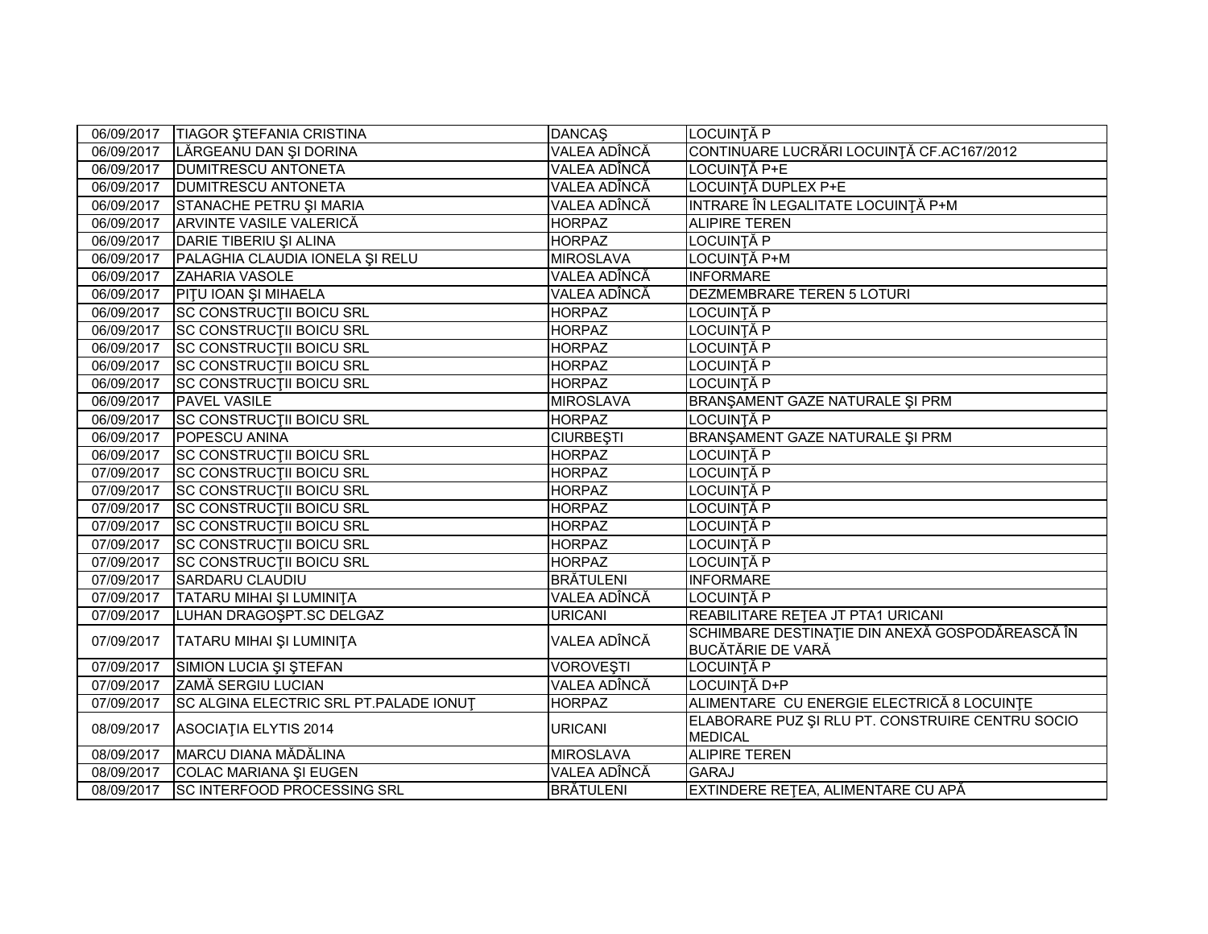| | | | |
|---|---|---|---|
| 06/09/2017 | TIAGOR ŞTEFANIA CRISTINA | DANCAŞ | LOCUINŢĂ P |
| 06/09/2017 | LĂRGEANU DAN ŞI DORINA | VALEA ADÎNCĂ | CONTINUARE LUCRĂRI LOCUINŢĂ CF.AC167/2012 |
| 06/09/2017 | DUMITRESCU ANTONETA | VALEA ADÎNCĂ | LOCUINŢĂ P+E |
| 06/09/2017 | DUMITRESCU ANTONETA | VALEA ADÎNCĂ | LOCUINŢĂ DUPLEX P+E |
| 06/09/2017 | STANACHE PETRU ŞI MARIA | VALEA ADÎNCĂ | INTRARE ÎN LEGALITATE LOCUINŢĂ P+M |
| 06/09/2017 | ARVINTE VASILE VALERICĂ | HORPAZ | ALIPIRE TEREN |
| 06/09/2017 | DARIE TIBERIU ŞI ALINA | HORPAZ | LOCUINŢĂ P |
| 06/09/2017 | PALAGHIA CLAUDIA IONELA ŞI RELU | MIROSLAVA | LOCUINŢĂ P+M |
| 06/09/2017 | ZAHARIA VASOLE | VALEA ADÎNCĂ | INFORMARE |
| 06/09/2017 | PIŢU IOAN ŞI MIHAELA | VALEA ADÎNCĂ | DEZMEMBRARE TEREN 5 LOTURI |
| 06/09/2017 | SC CONSTRUCŢII BOICU SRL | HORPAZ | LOCUINŢĂ P |
| 06/09/2017 | SC CONSTRUCŢII BOICU SRL | HORPAZ | LOCUINŢĂ P |
| 06/09/2017 | SC CONSTRUCŢII BOICU SRL | HORPAZ | LOCUINŢĂ P |
| 06/09/2017 | SC CONSTRUCŢII BOICU SRL | HORPAZ | LOCUINŢĂ P |
| 06/09/2017 | SC CONSTRUCŢII BOICU SRL | HORPAZ | LOCUINŢĂ P |
| 06/09/2017 | PAVEL VASILE | MIROSLAVA | BRANŞAMENT GAZE NATURALE ŞI PRM |
| 06/09/2017 | SC CONSTRUCŢII BOICU SRL | HORPAZ | LOCUINŢĂ P |
| 06/09/2017 | POPESCU ANINA | CIURBEŞTI | BRANŞAMENT GAZE NATURALE ŞI PRM |
| 06/09/2017 | SC CONSTRUCŢII BOICU SRL | HORPAZ | LOCUINŢĂ P |
| 07/09/2017 | SC CONSTRUCŢII BOICU SRL | HORPAZ | LOCUINŢĂ P |
| 07/09/2017 | SC CONSTRUCŢII BOICU SRL | HORPAZ | LOCUINŢĂ P |
| 07/09/2017 | SC CONSTRUCŢII BOICU SRL | HORPAZ | LOCUINŢĂ P |
| 07/09/2017 | SC CONSTRUCŢII BOICU SRL | HORPAZ | LOCUINŢĂ P |
| 07/09/2017 | SC CONSTRUCŢII BOICU SRL | HORPAZ | LOCUINŢĂ P |
| 07/09/2017 | SC CONSTRUCŢII BOICU SRL | HORPAZ | LOCUINŢĂ P |
| 07/09/2017 | SARDARU CLAUDIU | BRĂTULENI | INFORMARE |
| 07/09/2017 | TATARU MIHAI ŞI LUMINIŢA | VALEA ADÎNCĂ | LOCUINŢĂ P |
| 07/09/2017 | LUHAN DRAGOŞPT.SC DELGAZ | URICANI | REABILITARE REŢEA JT PTA1 URICANI |
| 07/09/2017 | TATARU MIHAI ŞI LUMINIŢA | VALEA ADÎNCĂ | SCHIMBARE DESTINAŢIE DIN ANEXĂ GOSPODĂREASCĂ ÎN BUCĂTĂRIE DE VARĂ |
| 07/09/2017 | SIMION LUCIA ŞI ŞTEFAN | VOROVEŞTI | LOCUINŢĂ P |
| 07/09/2017 | ZAMĂ SERGIU LUCIAN | VALEA ADÎNCĂ | LOCUINŢĂ D+P |
| 07/09/2017 | SC ALGINA ELECTRIC SRL PT.PALADE IONUŢ | HORPAZ | ALIMENTARE CU ENERGIE ELECTRICĂ 8 LOCUINŢE |
| 08/09/2017 | ASOCIAŢIA ELYTIS 2014 | URICANI | ELABORARE PUZ ŞI RLU PT. CONSTRUIRE CENTRU SOCIO MEDICAL |
| 08/09/2017 | MARCU DIANA MĂDĂLINA | MIROSLAVA | ALIPIRE TEREN |
| 08/09/2017 | COLAC MARIANA ŞI EUGEN | VALEA ADÎNCĂ | GARAJ |
| 08/09/2017 | SC INTERFOOD PROCESSING SRL | BRĂTULENI | EXTINDERE REŢEA, ALIMENTARE CU APĂ |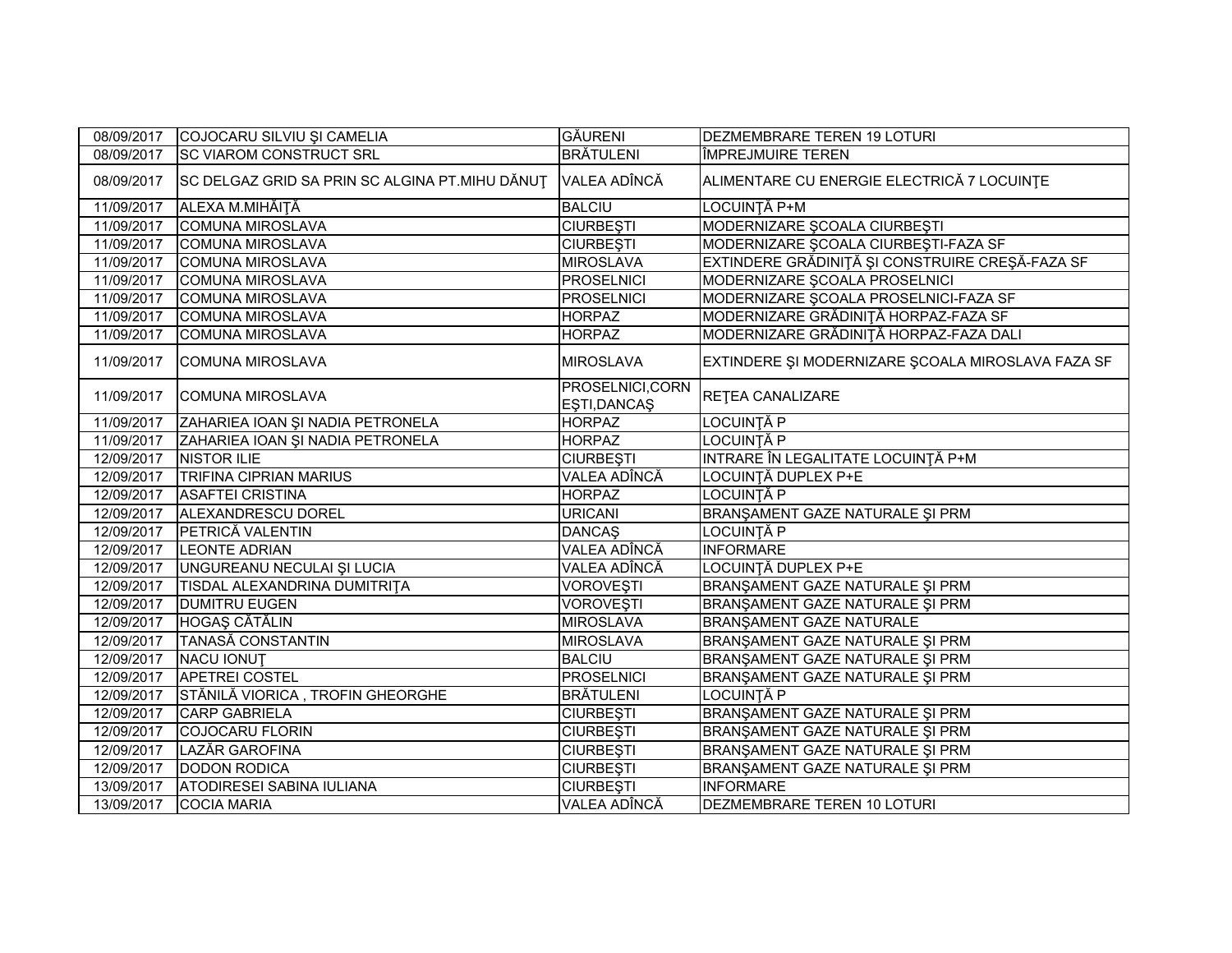| | | | |
|---|---|---|---|
| 08/09/2017 | COJOCARU SILVIU ŞI CAMELIA | GĂURENI | DEZMEMBRARE TEREN 19 LOTURI |
| 08/09/2017 | SC VIAROM CONSTRUCT SRL | BRĂTULENI | ÎMPREJMUIRE TEREN |
| 08/09/2017 | SC DELGAZ GRID SA PRIN SC ALGINA PT.MIHU DĂNUŢ | VALEA ADÎNCĂ | ALIMENTARE CU ENERGIE ELECTRICĂ 7 LOCUINŢE |
| 11/09/2017 | ALEXA M.MIHĂIŢĂ | BALCIU | LOCUINŢĂ P+M |
| 11/09/2017 | COMUNA MIROSLAVA | CIURBEŞTI | MODERNIZARE ŞCOALA CIURBEŞTI |
| 11/09/2017 | COMUNA MIROSLAVA | CIURBEŞTI | MODERNIZARE ŞCOALA CIURBEŞTI-FAZA SF |
| 11/09/2017 | COMUNA MIROSLAVA | MIROSLAVA | EXTINDERE GRĂDINIŢĂ ŞI CONSTRUIRE CREŞĂ-FAZA SF |
| 11/09/2017 | COMUNA MIROSLAVA | PROSELNICI | MODERNIZARE ŞCOALA PROSELNICI |
| 11/09/2017 | COMUNA MIROSLAVA | PROSELNICI | MODERNIZARE ŞCOALA PROSELNICI-FAZA SF |
| 11/09/2017 | COMUNA MIROSLAVA | HORPAZ | MODERNIZARE GRĂDINIŢĂ HORPAZ-FAZA SF |
| 11/09/2017 | COMUNA MIROSLAVA | HORPAZ | MODERNIZARE GRĂDINIŢĂ HORPAZ-FAZA DALI |
| 11/09/2017 | COMUNA MIROSLAVA | MIROSLAVA | EXTINDERE ŞI MODERNIZARE ŞCOALA MIROSLAVA FAZA SF |
| 11/09/2017 | COMUNA MIROSLAVA | PROSELNICI,CORNEŞTI,DANCAŞ | REŢEA CANALIZARE |
| 11/09/2017 | ZAHARIEA IOAN ŞI NADIA PETRONELA | HORPAZ | LOCUINŢĂ P |
| 11/09/2017 | ZAHARIEA IOAN ŞI NADIA PETRONELA | HORPAZ | LOCUINŢĂ P |
| 12/09/2017 | NISTOR ILIE | CIURBEŞTI | INTRARE ÎN LEGALITATE LOCUINŢĂ P+M |
| 12/09/2017 | TRIFINA CIPRIAN MARIUS | VALEA ADÎNCĂ | LOCUINŢĂ DUPLEX P+E |
| 12/09/2017 | ASAFTEI CRISTINA | HORPAZ | LOCUINŢĂ P |
| 12/09/2017 | ALEXANDRESCU DOREL | URICANI | BRANŞAMENT GAZE NATURALE ŞI PRM |
| 12/09/2017 | PETRICĂ VALENTIN | DANCAŞ | LOCUINŢĂ P |
| 12/09/2017 | LEONTE ADRIAN | VALEA ADÎNCĂ | INFORMARE |
| 12/09/2017 | UNGUREANU NECULAI ŞI LUCIA | VALEA ADÎNCĂ | LOCUINŢĂ DUPLEX P+E |
| 12/09/2017 | TISDAL ALEXANDRINA DUMITRIŢA | VOROVEŞTI | BRANŞAMENT GAZE NATURALE ŞI PRM |
| 12/09/2017 | DUMITRU EUGEN | VOROVEŞTI | BRANŞAMENT GAZE NATURALE ŞI PRM |
| 12/09/2017 | HOGAŞ CĂTĂLIN | MIROSLAVA | BRANŞAMENT GAZE NATURALE |
| 12/09/2017 | TANASĂ CONSTANTIN | MIROSLAVA | BRANŞAMENT GAZE NATURALE ŞI PRM |
| 12/09/2017 | NACU IONUŢ | BALCIU | BRANŞAMENT GAZE NATURALE ŞI PRM |
| 12/09/2017 | APETREI COSTEL | PROSELNICI | BRANŞAMENT GAZE NATURALE ŞI PRM |
| 12/09/2017 | STĂNILĂ VIORICA , TROFIN GHEORGHE | BRĂTULENI | LOCUINŢĂ P |
| 12/09/2017 | CARP GABRIELA | CIURBEŞTI | BRANŞAMENT GAZE NATURALE ŞI PRM |
| 12/09/2017 | COJOCARU FLORIN | CIURBEŞTI | BRANŞAMENT GAZE NATURALE ŞI PRM |
| 12/09/2017 | LAZĂR GAROFINA | CIURBEŞTI | BRANŞAMENT GAZE NATURALE ŞI PRM |
| 12/09/2017 | DODON RODICA | CIURBEŞTI | BRANŞAMENT GAZE NATURALE ŞI PRM |
| 13/09/2017 | ATODIRESEI SABINA IULIANA | CIURBEŞTI | INFORMARE |
| 13/09/2017 | COCIA MARIA | VALEA ADÎNCĂ | DEZMEMBRARE TEREN 10 LOTURI |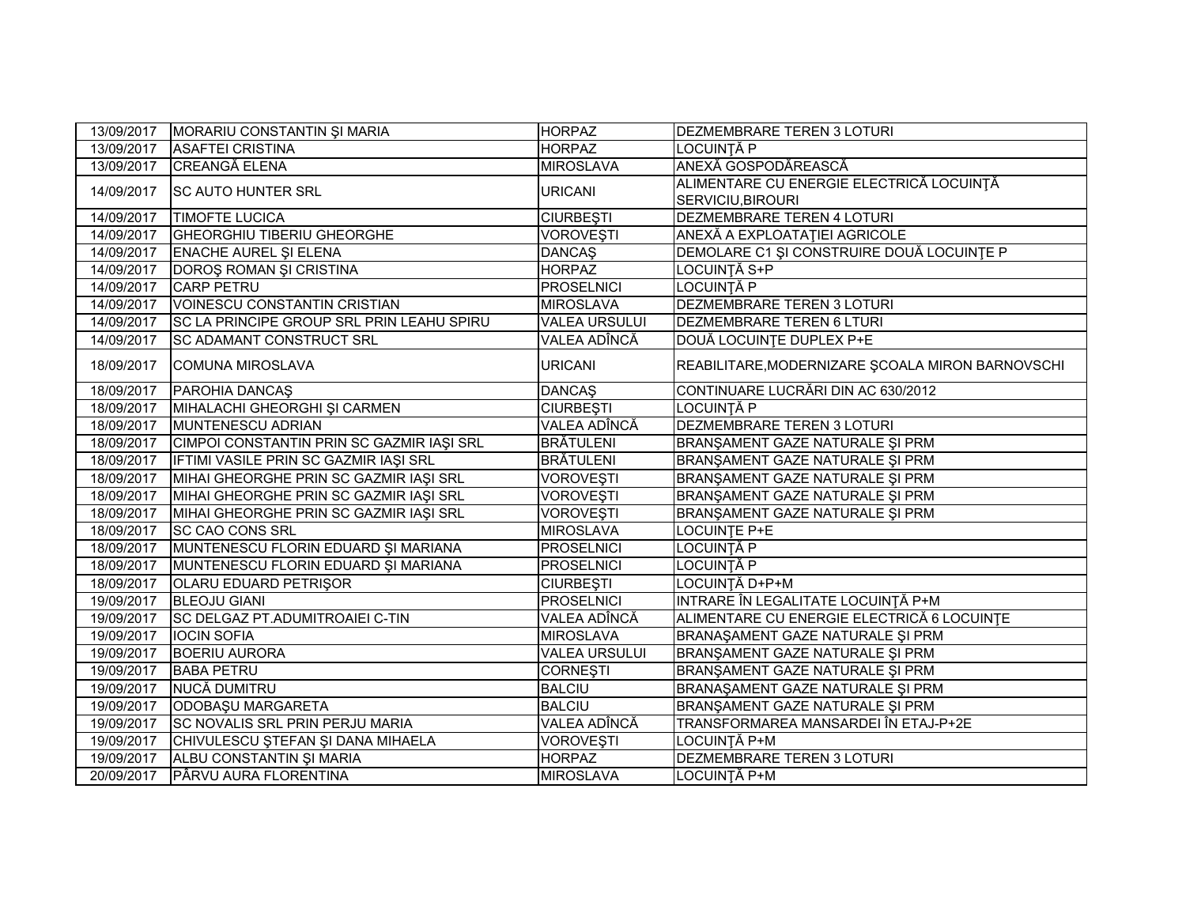| 13/09/2017 | MORARIU CONSTANTIN ŞI MARIA | HORPAZ | DEZMEMBRARE TEREN 3 LOTURI |
|---|---|---|---|
| 13/09/2017 | ASAFTEI CRISTINA | HORPAZ | LOCUINŢĂ P |
| 13/09/2017 | CREANGĂ ELENA | MIROSLAVA | ANEXĂ GOSPODĂREASCĂ |
| 14/09/2017 | SC AUTO HUNTER SRL | URICANI | ALIMENTARE CU ENERGIE ELECTRICĂ LOCUINŢĂ SERVICIU,BIROURI |
| 14/09/2017 | TIMOFTE LUCICA | CIURBEŞTI | DEZMEMBRARE TEREN 4 LOTURI |
| 14/09/2017 | GHEORGHIU TIBERIU GHEORGHE | VOROVEŞTI | ANEXĂ A EXPLOATAŢIEI AGRICOLE |
| 14/09/2017 | ENACHE AUREL ŞI ELENA | DANCAŞ | DEMOLARE C1 ŞI CONSTRUIRE DOUĂ LOCUINŢE P |
| 14/09/2017 | DOROŞ ROMAN ŞI CRISTINA | HORPAZ | LOCUINŢĂ S+P |
| 14/09/2017 | CARP PETRU | PROSELNICI | LOCUINŢĂ P |
| 14/09/2017 | VOINESCU CONSTANTIN CRISTIAN | MIROSLAVA | DEZMEMBRARE TEREN 3 LOTURI |
| 14/09/2017 | SC LA PRINCIPE GROUP SRL PRIN LEAHU SPIRU | VALEA URSULUI | DEZMEMBRARE TEREN 6 LTURI |
| 14/09/2017 | SC ADAMANT CONSTRUCT SRL | VALEA ADÎNCĂ | DOUĂ LOCUINŢE DUPLEX P+E |
| 18/09/2017 | COMUNA MIROSLAVA | URICANI | REABILITARE,MODERNIZARE ŞCOALA MIRON BARNOVSCHI |
| 18/09/2017 | PAROHIA DANCAŞ | DANCAŞ | CONTINUARE LUCRĂRI DIN AC 630/2012 |
| 18/09/2017 | MIHALACHI GHEORGHI ŞI CARMEN | CIURBEŞTI | LOCUINŢĂ P |
| 18/09/2017 | MUNTENESCU ADRIAN | VALEA ADÎNCĂ | DEZMEMBRARE TEREN 3 LOTURI |
| 18/09/2017 | CIMPOI CONSTANTIN PRIN SC GAZMIR IAŞI SRL | BRĂTULENI | BRANŞAMENT GAZE NATURALE ŞI PRM |
| 18/09/2017 | IFTIMI VASILE PRIN SC GAZMIR IAŞI SRL | BRĂTULENI | BRANŞAMENT GAZE NATURALE ŞI PRM |
| 18/09/2017 | MIHAI GHEORGHE PRIN SC GAZMIR IAŞI SRL | VOROVEŞTI | BRANŞAMENT GAZE NATURALE ŞI PRM |
| 18/09/2017 | MIHAI GHEORGHE PRIN SC GAZMIR IAŞI SRL | VOROVEŞTI | BRANŞAMENT GAZE NATURALE ŞI PRM |
| 18/09/2017 | MIHAI GHEORGHE PRIN SC GAZMIR IAŞI SRL | VOROVEŞTI | BRANŞAMENT GAZE NATURALE ŞI PRM |
| 18/09/2017 | SC CAO CONS SRL | MIROSLAVA | LOCUINŢE P+E |
| 18/09/2017 | MUNTENESCU FLORIN EDUARD ŞI MARIANA | PROSELNICI | LOCUINŢĂ P |
| 18/09/2017 | MUNTENESCU FLORIN EDUARD ŞI MARIANA | PROSELNICI | LOCUINŢĂ P |
| 18/09/2017 | OLARU EDUARD PETRIŞOR | CIURBEŞTI | LOCUINŢĂ D+P+M |
| 19/09/2017 | BLEOJU GIANI | PROSELNICI | INTRARE ÎN LEGALITATE LOCUINŢĂ P+M |
| 19/09/2017 | SC DELGAZ PT.ADUMITROAIEI C-TIN | VALEA ADÎNCĂ | ALIMENTARE CU ENERGIE ELECTRICĂ 6 LOCUINŢE |
| 19/09/2017 | IOCIN SOFIA | MIROSLAVA | BRANAŞAMENT GAZE NATURALE ŞI PRM |
| 19/09/2017 | BOERIU AURORA | VALEA URSULUI | BRANŞAMENT GAZE NATURALE ŞI PRM |
| 19/09/2017 | BABA PETRU | CORNEŞTI | BRANŞAMENT GAZE NATURALE ŞI PRM |
| 19/09/2017 | NUCĂ DUMITRU | BALCIU | BRANAŞAMENT GAZE NATURALE ŞI PRM |
| 19/09/2017 | ODOBAŞU MARGARETA | BALCIU | BRANŞAMENT GAZE NATURALE ŞI PRM |
| 19/09/2017 | SC NOVALIS SRL PRIN PERJU MARIA | VALEA ADÎNCĂ | TRANSFORMAREA MANSARDEI ÎN ETAJ-P+2E |
| 19/09/2017 | CHIVULESCU ŞTEFAN ŞI DANA MIHAELA | VOROVEŞTI | LOCUINŢĂ P+M |
| 19/09/2017 | ALBU CONSTANTIN ŞI MARIA | HORPAZ | DEZMEMBRARE TEREN 3 LOTURI |
| 20/09/2017 | PÂRVU AURA FLORENTINA | MIROSLAVA | LOCUINŢĂ P+M |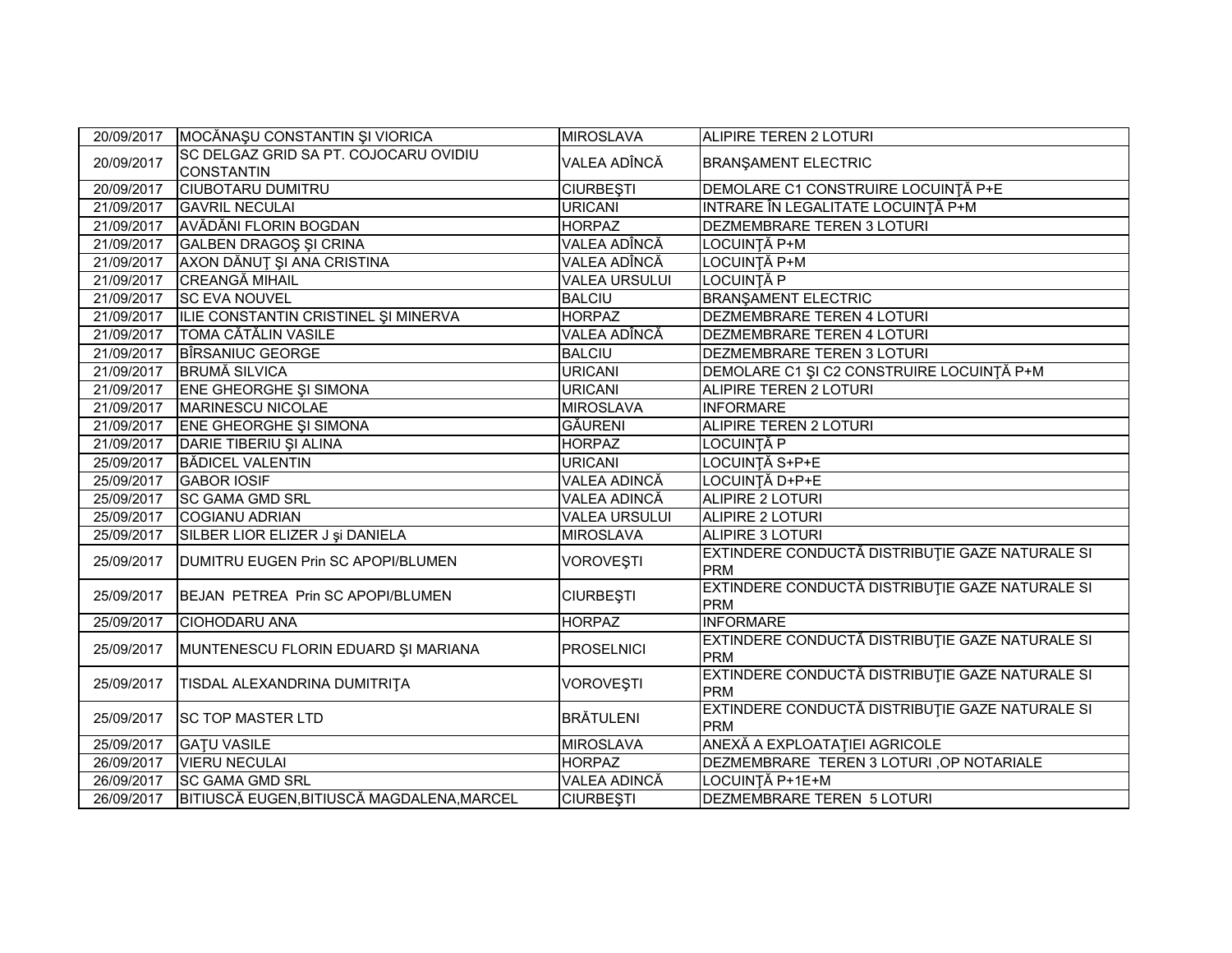| | | | |
|---|---|---|---|
| 20/09/2017 | MOCĂNAŞU CONSTANTIN ŞI VIORICA | MIROSLAVA | ALIPIRE TEREN 2 LOTURI |
| 20/09/2017 | SC DELGAZ GRID SA PT. COJOCARU OVIDIU CONSTANTIN | VALEA ADÎNCĂ | BRANŞAMENT ELECTRIC |
| 20/09/2017 | CIUBOTARU DUMITRU | CIURBEŞTI | DEMOLARE C1 CONSTRUIRE LOCUINŢĂ P+E |
| 21/09/2017 | GAVRIL NECULAI | URICANI | INTRARE ÎN LEGALITATE LOCUINŢĂ P+M |
| 21/09/2017 | AVĂDĂNI FLORIN BOGDAN | HORPAZ | DEZMEMBRARE TEREN 3 LOTURI |
| 21/09/2017 | GALBEN DRAGOŞ ŞI CRINA | VALEA ADÎNCĂ | LOCUINŢĂ P+M |
| 21/09/2017 | AXON DĂNUŢ ŞI ANA CRISTINA | VALEA ADÎNCĂ | LOCUINŢĂ P+M |
| 21/09/2017 | CREANGĂ MIHAIL | VALEA URSULUI | LOCUINŢĂ P |
| 21/09/2017 | SC EVA NOUVEL | BALCIU | BRANŞAMENT ELECTRIC |
| 21/09/2017 | ILIE CONSTANTIN CRISTINEL ŞI MINERVA | HORPAZ | DEZMEMBRARE TEREN 4 LOTURI |
| 21/09/2017 | TOMA CĂTĂLIN VASILE | VALEA ADÎNCĂ | DEZMEMBRARE TEREN 4 LOTURI |
| 21/09/2017 | BÎRSANIUC GEORGE | BALCIU | DEZMEMBRARE TEREN 3 LOTURI |
| 21/09/2017 | BRUMĂ SILVICA | URICANI | DEMOLARE C1 ŞI C2 CONSTRUIRE LOCUINŢĂ P+M |
| 21/09/2017 | ENE GHEORGHE ŞI SIMONA | URICANI | ALIPIRE TEREN 2 LOTURI |
| 21/09/2017 | MARINESCU NICOLAE | MIROSLAVA | INFORMARE |
| 21/09/2017 | ENE GHEORGHE ŞI SIMONA | GĂURENI | ALIPIRE TEREN 2 LOTURI |
| 21/09/2017 | DARIE TIBERIU ŞI ALINA | HORPAZ | LOCUINŢĂ P |
| 25/09/2017 | BĂDICEL VALENTIN | URICANI | LOCUINŢĂ S+P+E |
| 25/09/2017 | GABOR IOSIF | VALEA ADINCĂ | LOCUINŢĂ D+P+E |
| 25/09/2017 | SC GAMA GMD SRL | VALEA ADINCĂ | ALIPIRE 2 LOTURI |
| 25/09/2017 | COGIANU ADRIAN | VALEA URSULUI | ALIPIRE 2 LOTURI |
| 25/09/2017 | SILBER LIOR ELIZER J şi DANIELA | MIROSLAVA | ALIPIRE 3 LOTURI |
| 25/09/2017 | DUMITRU EUGEN Prin SC APOPI/BLUMEN | VOROVEŞTI | EXTINDERE CONDUCTĂ DISTRIBUŢIE GAZE NATURALE SI PRM |
| 25/09/2017 | BEJAN PETREA Prin SC APOPI/BLUMEN | CIURBEŞTI | EXTINDERE CONDUCTĂ DISTRIBUŢIE GAZE NATURALE SI PRM |
| 25/09/2017 | CIOHODARU ANA | HORPAZ | INFORMARE |
| 25/09/2017 | MUNTENESCU FLORIN EDUARD ŞI MARIANA | PROSELNICI | EXTINDERE CONDUCTĂ DISTRIBUŢIE GAZE NATURALE SI PRM |
| 25/09/2017 | TISDAL ALEXANDRINA DUMITRIŢA | VOROVEŞTI | EXTINDERE CONDUCTĂ DISTRIBUŢIE GAZE NATURALE SI PRM |
| 25/09/2017 | SC TOP MASTER LTD | BRĂTULENI | EXTINDERE CONDUCTĂ DISTRIBUŢIE GAZE NATURALE SI PRM |
| 25/09/2017 | GAŢU VASILE | MIROSLAVA | ANEXĂ A EXPLOATAŢIEI AGRICOLE |
| 26/09/2017 | VIERU NECULAI | HORPAZ | DEZMEMBRARE TEREN 3 LOTURI ,OP NOTARIALE |
| 26/09/2017 | SC GAMA GMD SRL | VALEA ADINCĂ | LOCUINŢĂ P+1E+M |
| 26/09/2017 | BITIUSCĂ EUGEN,BITIUSCĂ MAGDALENA,MARCEL | CIURBEŞTI | DEZMEMBRARE TEREN 5 LOTURI |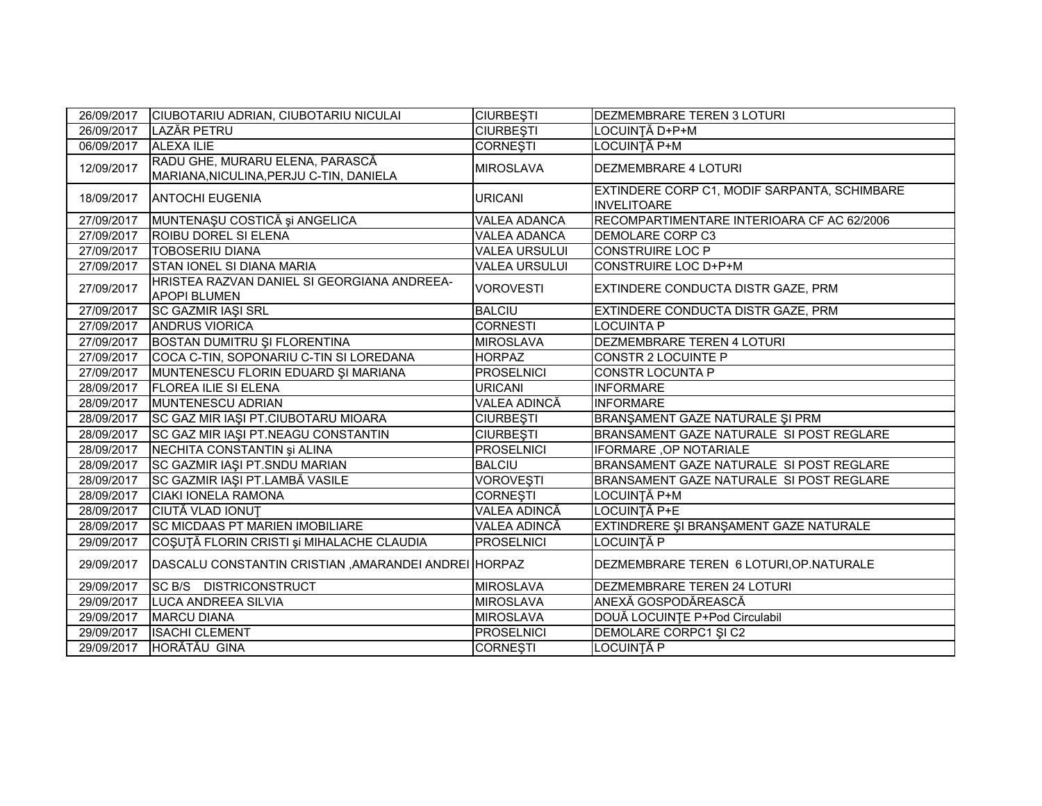| | | | |
|---|---|---|---|
| 26/09/2017 | CIUBOTARIU ADRIAN, CIUBOTARIU NICULAI | CIURBEŞTI | DEZMEMBRARE TEREN 3 LOTURI |
| 26/09/2017 | LAZĂR PETRU | CIURBEŞTI | LOCUINŢĂ D+P+M |
| 06/09/2017 | ALEXA ILIE | CORNEŞTI | LOCUINŢĂ P+M |
| 12/09/2017 | RADU GHE, MURARU ELENA, PARASCĂ MARIANA,NICULINA,PERJU C-TIN, DANIELA | MIROSLAVA | DEZMEMBRARE 4 LOTURI |
| 18/09/2017 | ANTOCHI EUGENIA | URICANI | EXTINDERE CORP C1, MODIF SARPANTA, SCHIMBARE INVELITOARE |
| 27/09/2017 | MUNTENAŞU COSTICĂ şi ANGELICA | VALEA ADANCA | RECOMPARTIMENTARE INTERIOARA CF AC 62/2006 |
| 27/09/2017 | ROIBU DOREL SI ELENA | VALEA ADANCA | DEMOLARE CORP C3 |
| 27/09/2017 | TOBOSERIU DIANA | VALEA URSULUI | CONSTRUIRE LOC P |
| 27/09/2017 | STAN IONEL SI DIANA MARIA | VALEA URSULUI | CONSTRUIRE LOC D+P+M |
| 27/09/2017 | HRISTEA RAZVAN DANIEL SI GEORGIANA ANDREEA-APOPI BLUMEN | VOROVESTI | EXTINDERE CONDUCTA DISTR GAZE, PRM |
| 27/09/2017 | SC GAZMIR IAŞI SRL | BALCIU | EXTINDERE CONDUCTA DISTR GAZE, PRM |
| 27/09/2017 | ANDRUS VIORICA | CORNESTI | LOCUINTA P |
| 27/09/2017 | BOSTAN DUMITRU ŞI FLORENTINA | MIROSLAVA | DEZMEMBRARE TEREN 4 LOTURI |
| 27/09/2017 | COCA C-TIN, SOPONARIU C-TIN SI LOREDANA | HORPAZ | CONSTR 2 LOCUINTE P |
| 27/09/2017 | MUNTENESCU FLORIN EDUARD ŞI MARIANA | PROSELNICI | CONSTR LOCUNTA P |
| 28/09/2017 | FLOREA ILIE SI ELENA | URICANI | INFORMARE |
| 28/09/2017 | MUNTENESCU ADRIAN | VALEA ADINCĂ | INFORMARE |
| 28/09/2017 | SC GAZ MIR IAŞI PT.CIUBOTARU MIOARA | CIURBEŞTI | BRANŞAMENT GAZE NATURALE ŞI PRM |
| 28/09/2017 | SC GAZ MIR IAŞI PT.NEAGU CONSTANTIN | CIURBEŞTI | BRANSAMENT GAZE NATURALE SI POST REGLARE |
| 28/09/2017 | NECHITA CONSTANTIN şi ALINA | PROSELNICI | IFORMARE ,OP NOTARIALE |
| 28/09/2017 | SC GAZMIR IAŞI PT.SNDU MARIAN | BALCIU | BRANSAMENT GAZE NATURALE SI POST REGLARE |
| 28/09/2017 | SC GAZMIR IAŞI PT.LAMBĂ VASILE | VOROVEŞTI | BRANSAMENT GAZE NATURALE SI POST REGLARE |
| 28/09/2017 | CIAKI IONELA RAMONA | CORNEŞTI | LOCUINŢĂ P+M |
| 28/09/2017 | CIUTĂ VLAD IONUŢ | VALEA ADINCĂ | LOCUINŢĂ P+E |
| 28/09/2017 | SC MICDAAS PT MARIEN IMOBILIARE | VALEA ADINCĂ | EXTINDRERE ŞI BRANŞAMENT GAZE NATURALE |
| 29/09/2017 | COŞUŢĂ FLORIN CRISTI şi MIHALACHE CLAUDIA | PROSELNICI | LOCUINŢĂ P |
| 29/09/2017 | DASCALU CONSTANTIN CRISTIAN ,AMARANDEI ANDREI | HORPAZ | DEZMEMBRARE TEREN 6 LOTURI,OP.NATURALE |
| 29/09/2017 | SC B/S DISTRICONSTRUCT | MIROSLAVA | DEZMEMBRARE TEREN 24 LOTURI |
| 29/09/2017 | LUCA ANDREEA SILVIA | MIROSLAVA | ANEXĂ GOSPODĂREASCĂ |
| 29/09/2017 | MARCU DIANA | MIROSLAVA | DOUĂ LOCUINŢE P+Pod Circulabil |
| 29/09/2017 | ISACHI CLEMENT | PROSELNICI | DEMOLARE CORPC1 ŞI C2 |
| 29/09/2017 | HORĂTĂU GINA | CORNEŞTI | LOCUINŢĂ P |